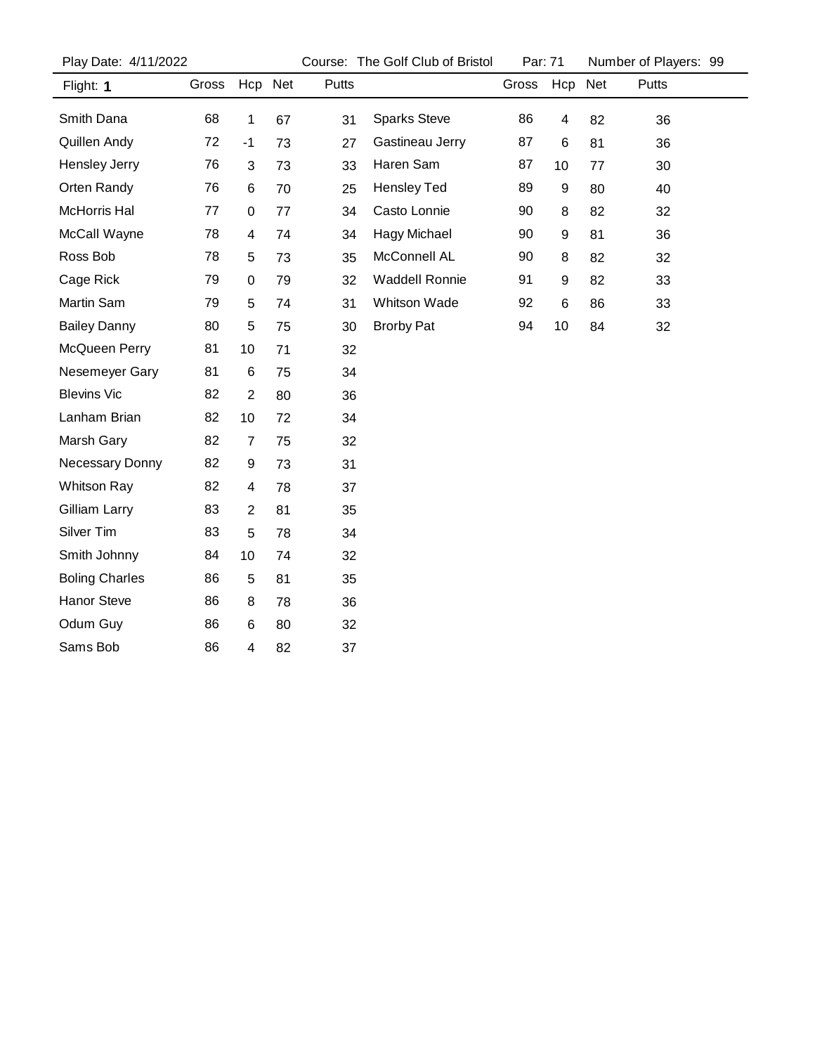Play Date: 4/11/2022 Course: The Golf Club of Bristol Par: 71 Number of Players: 99

| Flight: **1** | Gross | Hcp | Net | Putts |
|---|---|---|---|---|
| Smith Dana | 68 | 1 | 67 | 31 |
| Quillen Andy | 72 | -1 | 73 | 27 |
| Hensley Jerry | 76 | 3 | 73 | 33 |
| Orten Randy | 76 | 6 | 70 | 25 |
| McHorris Hal | 77 | 0 | 77 | 34 |
| McCall Wayne | 78 | 4 | 74 | 34 |
| Ross Bob | 78 | 5 | 73 | 35 |
| Cage Rick | 79 | 0 | 79 | 32 |
| Martin Sam | 79 | 5 | 74 | 31 |
| Bailey Danny | 80 | 5 | 75 | 30 |
| McQueen Perry | 81 | 10 | 71 | 32 |
| Nesemeyer Gary | 81 | 6 | 75 | 34 |
| Blevins Vic | 82 | 2 | 80 | 36 |
| Lanham Brian | 82 | 10 | 72 | 34 |
| Marsh Gary | 82 | 7 | 75 | 32 |
| Necessary Donny | 82 | 9 | 73 | 31 |
| Whitson Ray | 82 | 4 | 78 | 37 |
| Gilliam Larry | 83 | 2 | 81 | 35 |
| Silver Tim | 83 | 5 | 78 | 34 |
| Smith Johnny | 84 | 10 | 74 | 32 |
| Boling Charles | 86 | 5 | 81 | 35 |
| Hanor Steve | 86 | 8 | 78 | 36 |
| Odum Guy | 86 | 6 | 80 | 32 |
| Sams Bob | 86 | 4 | 82 | 37 |
| Sparks Steve | 86 | 4 | 82 | 36 |
| Gastineau Jerry | 87 | 6 | 81 | 36 |
| Haren Sam | 87 | 10 | 77 | 30 |
| Hensley Ted | 89 | 9 | 80 | 40 |
| Casto Lonnie | 90 | 8 | 82 | 32 |
| Hagy Michael | 90 | 9 | 81 | 36 |
| McConnell AL | 90 | 8 | 82 | 32 |
| Waddell Ronnie | 91 | 9 | 82 | 33 |
| Whitson Wade | 92 | 6 | 86 | 33 |
| Brorby Pat | 94 | 10 | 84 | 32 |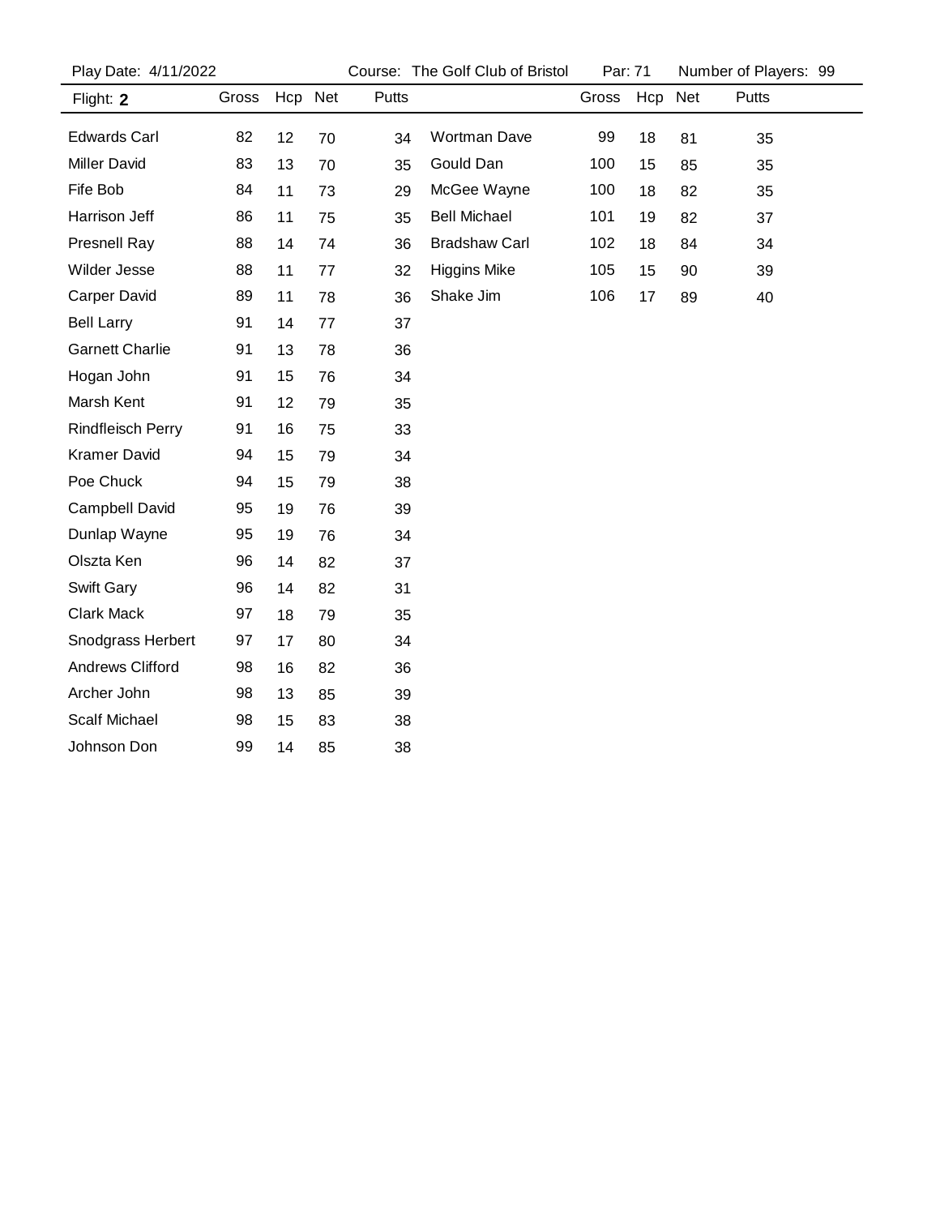Play Date: 4/11/2022 Course: The Golf Club of Bristol Par: 71 Number of Players: 99

| Flight: **2** | Gross | Hcp | Net | Putts | | Gross | Hcp | Net | Putts |
|---|---|---|---|---|---|---|---|---|---|
| Edwards Carl | 82 | 12 | 70 | 34 | Wortman Dave | 99 | 18 | 81 | 35 |
| Miller David | 83 | 13 | 70 | 35 | Gould Dan | 100 | 15 | 85 | 35 |
| Fife Bob | 84 | 11 | 73 | 29 | McGee Wayne | 100 | 18 | 82 | 35 |
| Harrison Jeff | 86 | 11 | 75 | 35 | Bell Michael | 101 | 19 | 82 | 37 |
| Presnell Ray | 88 | 14 | 74 | 36 | Bradshaw Carl | 102 | 18 | 84 | 34 |
| Wilder Jesse | 88 | 11 | 77 | 32 | Higgins Mike | 105 | 15 | 90 | 39 |
| Carper David | 89 | 11 | 78 | 36 | Shake Jim | 106 | 17 | 89 | 40 |
| Bell Larry | 91 | 14 | 77 | 37 | | | | | |
| Garnett Charlie | 91 | 13 | 78 | 36 | | | | | |
| Hogan John | 91 | 15 | 76 | 34 | | | | | |
| Marsh Kent | 91 | 12 | 79 | 35 | | | | | |
| Rindfleisch Perry | 91 | 16 | 75 | 33 | | | | | |
| Kramer David | 94 | 15 | 79 | 34 | | | | | |
| Poe Chuck | 94 | 15 | 79 | 38 | | | | | |
| Campbell David | 95 | 19 | 76 | 39 | | | | | |
| Dunlap Wayne | 95 | 19 | 76 | 34 | | | | | |
| Olszta Ken | 96 | 14 | 82 | 37 | | | | | |
| Swift Gary | 96 | 14 | 82 | 31 | | | | | |
| Clark Mack | 97 | 18 | 79 | 35 | | | | | |
| Snodgrass Herbert | 97 | 17 | 80 | 34 | | | | | |
| Andrews Clifford | 98 | 16 | 82 | 36 | | | | | |
| Archer John | 98 | 13 | 85 | 39 | | | | | |
| Scalf Michael | 98 | 15 | 83 | 38 | | | | | |
| Johnson Don | 99 | 14 | 85 | 38 | | | | | |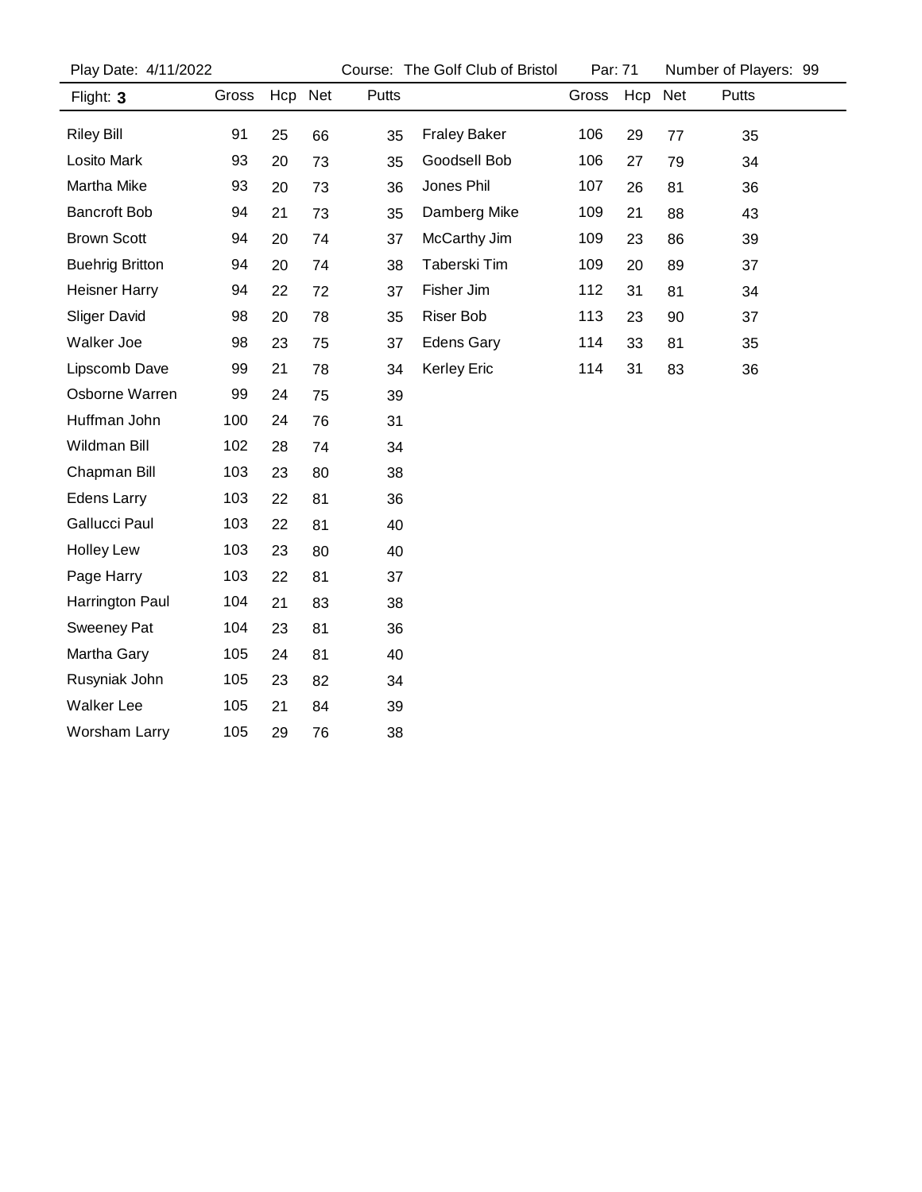Play Date: 4/11/2022 Course: The Golf Club of Bristol Par: 71 Number of Players: 99

| Flight: **3** | Gross | Hcp | Net | Putts | | Gross | Hcp | Net | Putts |
|---|---|---|---|---|---|---|---|---|---|
| Riley Bill | 91 | 25 | 66 | 35 | Fraley Baker | 106 | 29 | 77 | 35 |
| Losito Mark | 93 | 20 | 73 | 35 | Goodsell Bob | 106 | 27 | 79 | 34 |
| Martha Mike | 93 | 20 | 73 | 36 | Jones Phil | 107 | 26 | 81 | 36 |
| Bancroft Bob | 94 | 21 | 73 | 35 | Damberg Mike | 109 | 21 | 88 | 43 |
| Brown Scott | 94 | 20 | 74 | 37 | McCarthy Jim | 109 | 23 | 86 | 39 |
| Buehrig Britton | 94 | 20 | 74 | 38 | Taberski Tim | 109 | 20 | 89 | 37 |
| Heisner Harry | 94 | 22 | 72 | 37 | Fisher Jim | 112 | 31 | 81 | 34 |
| Sliger David | 98 | 20 | 78 | 35 | Riser Bob | 113 | 23 | 90 | 37 |
| Walker Joe | 98 | 23 | 75 | 37 | Edens Gary | 114 | 33 | 81 | 35 |
| Lipscomb Dave | 99 | 21 | 78 | 34 | Kerley Eric | 114 | 31 | 83 | 36 |
| Osborne Warren | 99 | 24 | 75 | 39 | | | | | |
| Huffman John | 100 | 24 | 76 | 31 | | | | | |
| Wildman Bill | 102 | 28 | 74 | 34 | | | | | |
| Chapman Bill | 103 | 23 | 80 | 38 | | | | | |
| Edens Larry | 103 | 22 | 81 | 36 | | | | | |
| Gallucci Paul | 103 | 22 | 81 | 40 | | | | | |
| Holley Lew | 103 | 23 | 80 | 40 | | | | | |
| Page Harry | 103 | 22 | 81 | 37 | | | | | |
| Harrington Paul | 104 | 21 | 83 | 38 | | | | | |
| Sweeney Pat | 104 | 23 | 81 | 36 | | | | | |
| Martha Gary | 105 | 24 | 81 | 40 | | | | | |
| Rusyniak John | 105 | 23 | 82 | 34 | | | | | |
| Walker Lee | 105 | 21 | 84 | 39 | | | | | |
| Worsham Larry | 105 | 29 | 76 | 38 | | | | | |